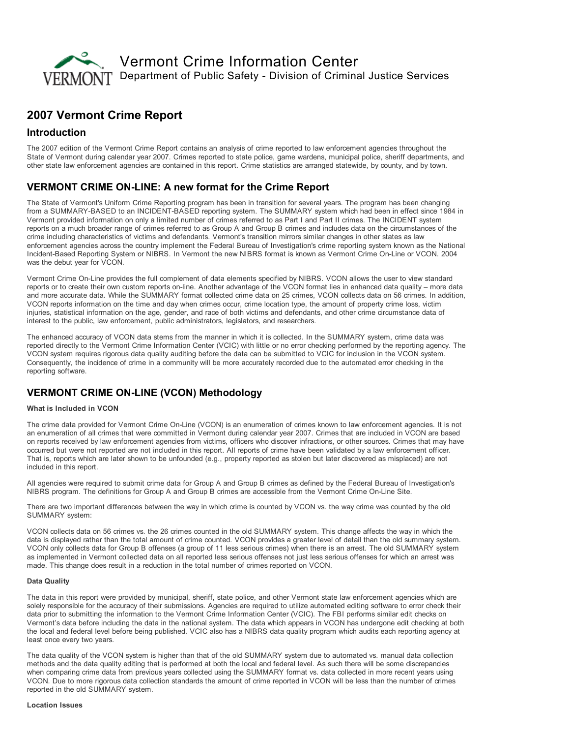Vermont Crime Information Center

Department of Public Safety - Division of Criminal Justice Services

## 2007 Vermont Crime Report

### Introduction

The 2007 edition of the Vermont Crime Report contains an analysis of crime reported to law enforcement agencies throughout the State of Vermont during calendar year 2007. Crimes reported to state police, game wardens, municipal police, sheriff departments, and other state law enforcement agencies are contained in this report. Crime statistics are arranged statewide, by county, and by town.

### VERMONT CRIME ON-LINE: A new format for the Crime Report

The State of Vermont's Uniform Crime Reporting program has been in transition for several years. The program has been changing from a SUMMARY-BASED to an INCIDENT-BASED reporting system. The SUMMARY system which had been in effect since 1984 in Vermont provided information on only a limited number of crimes referred to as Part I and Part II crimes. The INCIDENT system reports on a much broader range of crimes referred to as Group A and Group B crimes and includes data on the circumstances of the crime including characteristics of victims and defendants. Vermont's transition mirrors similar changes in other states as law enforcement agencies across the country implement the Federal Bureau of Investigation's crime reporting system known as the National Incident-Based Reporting System or NIBRS. In Vermont the new NIBRS format is known as Vermont Crime On-Line or VCON. 2004 was the debut year for VCON.

Vermont Crime On-Line provides the full complement of data elements specified by NIBRS. VCON allows the user to view standard reports or to create their own custom reports on-line. Another advantage of the VCON format lies in enhanced data quality – more data and more accurate data. While the SUMMARY format collected crime data on 25 crimes, VCON collects data on 56 crimes. In addition, VCON reports information on the time and day when crimes occur, crime location type, the amount of property crime loss, victim injuries, statistical information on the age, gender, and race of both victims and defendants, and other crime circumstance data of interest to the public, law enforcement, public administrators, legislators, and researchers.

The enhanced accuracy of VCON data stems from the manner in which it is collected. In the SUMMARY system, crime data was reported directly to the Vermont Crime Information Center (VCIC) with little or no error checking performed by the reporting agency. The VCON system requires rigorous data quality auditing before the data can be submitted to VCIC for inclusion in the VCON system. Consequently, the incidence of crime in a community will be more accurately recorded due to the automated error checking in the reporting software.

### VERMONT CRIME ON-LINE (VCON) Methodology

#### What is Included in VCON

The crime data provided for Vermont Crime On-Line (VCON) is an enumeration of crimes known to law enforcement agencies. It is not an enumeration of all crimes that were committed in Vermont during calendar year 2007. Crimes that are included in VCON are based on reports received by law enforcement agencies from victims, officers who discover infractions, or other sources. Crimes that may have occurred but were not reported are not included in this report. All reports of crime have been validated by a law enforcement officer. That is, reports which are later shown to be unfounded (e.g., property reported as stolen but later discovered as misplaced) are not included in this report.

All agencies were required to submit crime data for Group A and Group B crimes as defined by the Federal Bureau of Investigation's NIBRS program. The definitions for Group A and Group B crimes are accessible from the Vermont Crime On-Line Site.

There are two important differences between the way in which crime is counted by VCON vs. the way crime was counted by the old SUMMARY system:

VCON collects data on 56 crimes vs. the 26 crimes counted in the old SUMMARY system. This change affects the way in which the data is displayed rather than the total amount of crime counted. VCON provides a greater level of detail than the old summary system. VCON only collects data for Group B offenses (a group of 11 less serious crimes) when there is an arrest. The old SUMMARY system as implemented in Vermont collected data on all reported less serious offenses not just less serious offenses for which an arrest was made. This change does result in a reduction in the total number of crimes reported on VCON.

#### Data Quality

The data in this report were provided by municipal, sheriff, state police, and other Vermont state law enforcement agencies which are solely responsible for the accuracy of their submissions. Agencies are required to utilize automated editing software to error check their data prior to submitting the information to the Vermont Crime Information Center (VCIC). The FBI performs similar edit checks on Vermont's data before including the data in the national system. The data which appears in VCON has undergone edit checking at both the local and federal level before being published. VCIC also has a NIBRS data quality program which audits each reporting agency at least once every two years.

The data quality of the VCON system is higher than that of the old SUMMARY system due to automated vs. manual data collection methods and the data quality editing that is performed at both the local and federal level. As such there will be some discrepancies when comparing crime data from previous years collected using the SUMMARY format vs. data collected in more recent years using VCON. Due to more rigorous data collection standards the amount of crime reported in VCON will be less than the number of crimes reported in the old SUMMARY system.

#### Location Issues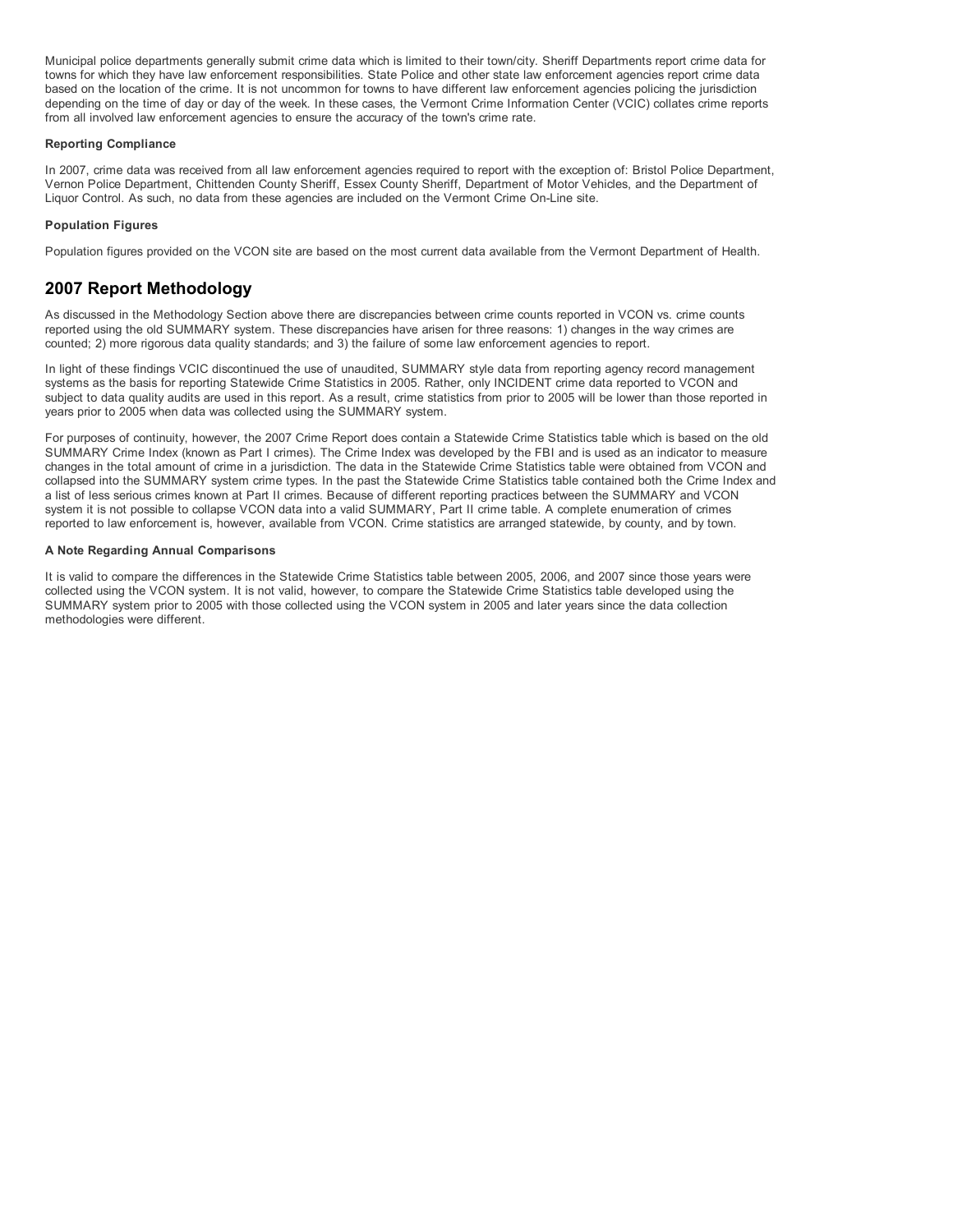Municipal police departments generally submit crime data which is limited to their town/city. Sheriff Departments report crime data for towns for which they have law enforcement responsibilities. State Police and other state law enforcement agencies report crime data based on the location of the crime. It is not uncommon for towns to have different law enforcement agencies policing the jurisdiction depending on the time of day or day of the week. In these cases, the Vermont Crime Information Center (VCIC) collates crime reports from all involved law enforcement agencies to ensure the accuracy of the town's crime rate.

**Reporting Compliance**

In 2007, crime data was received from all law enforcement agencies required to report with the exception of: Bristol Police Department, Vernon Police Department, Chittenden County Sheriff, Essex County Sheriff, Department of Motor Vehicles, and the Department of Liquor Control. As such, no data from these agencies are included on the Vermont Crime On-Line site.

**Population Figures**

Population figures provided on the VCON site are based on the most current data available from the Vermont Department of Health.

## 2007 Report Methodology

As discussed in the Methodology Section above there are discrepancies between crime counts reported in VCON vs. crime counts reported using the old SUMMARY system. These discrepancies have arisen for three reasons: 1) changes in the way crimes are counted; 2) more rigorous data quality standards; and 3) the failure of some law enforcement agencies to report.

In light of these findings VCIC discontinued the use of unaudited, SUMMARY style data from reporting agency record management systems as the basis for reporting Statewide Crime Statistics in 2005. Rather, only INCIDENT crime data reported to VCON and subject to data quality audits are used in this report. As a result, crime statistics from prior to 2005 will be lower than those reported in years prior to 2005 when data was collected using the SUMMARY system.

For purposes of continuity, however, the 2007 Crime Report does contain a Statewide Crime Statistics table which is based on the old SUMMARY Crime Index (known as Part I crimes). The Crime Index was developed by the FBI and is used as an indicator to measure changes in the total amount of crime in a jurisdiction. The data in the Statewide Crime Statistics table were obtained from VCON and collapsed into the SUMMARY system crime types. In the past the Statewide Crime Statistics table contained both the Crime Index and a list of less serious crimes known at Part II crimes. Because of different reporting practices between the SUMMARY and VCON system it is not possible to collapse VCON data into a valid SUMMARY, Part II crime table. A complete enumeration of crimes reported to law enforcement is, however, available from VCON. Crime statistics are arranged statewide, by county, and by town.

**A Note Regarding Annual Comparisons**

It is valid to compare the differences in the Statewide Crime Statistics table between 2005, 2006, and 2007 since those years were collected using the VCON system. It is not valid, however, to compare the Statewide Crime Statistics table developed using the SUMMARY system prior to 2005 with those collected using the VCON system in 2005 and later years since the data collection methodologies were different.